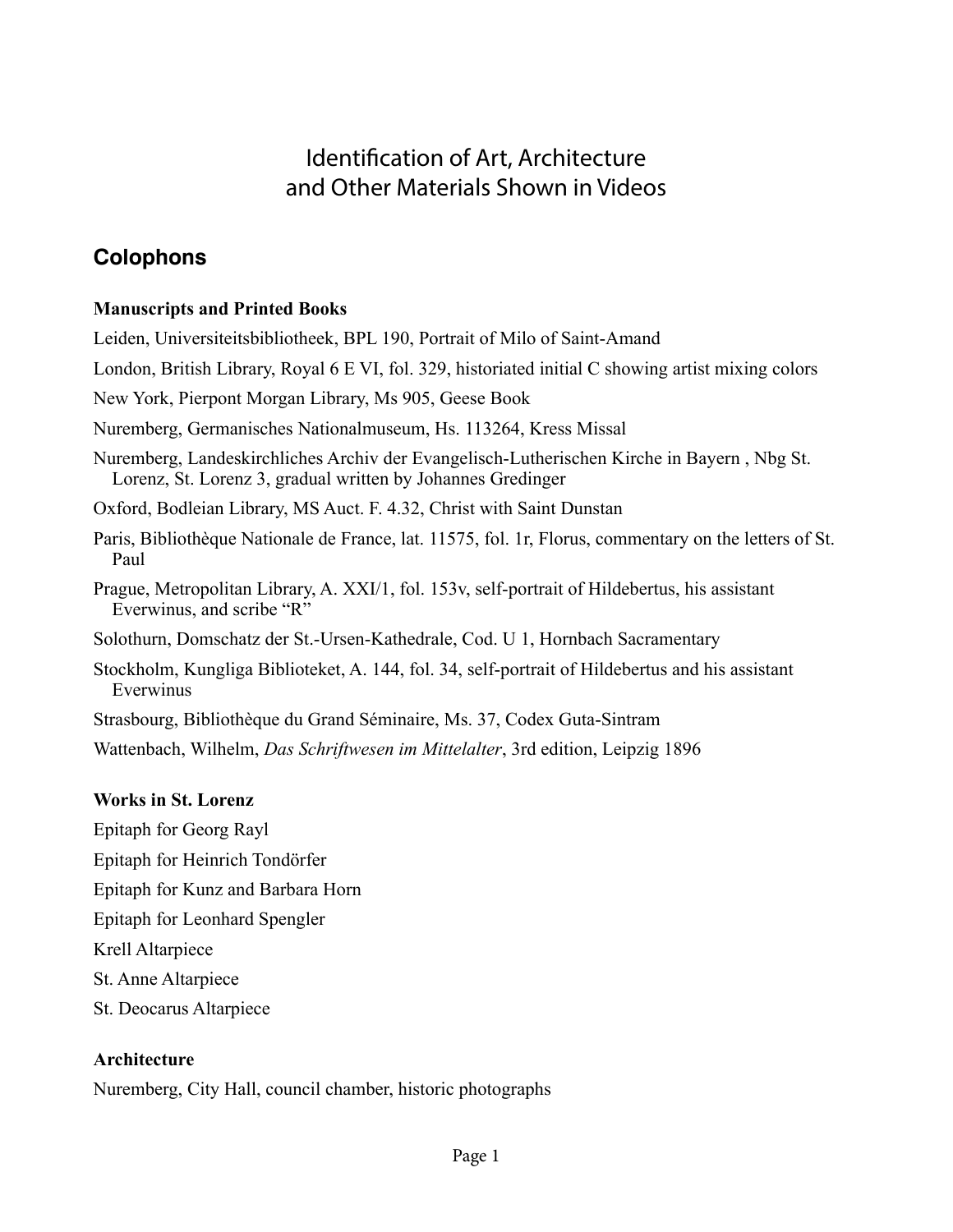# Identification of Art, Architecture and Other Materials Shown in Videos

## Colophons

### Manuscripts and Printed Books

Leiden, Universiteitsbibliotheek, BPL 190, Portrait of Milo of Saint-Amand

London, British Library, Royal 6 E VI, fol. 329, historiated initial C showing artist mixing colors

New York, Pierpont Morgan Library, Ms 905, Geese Book

Nuremberg, Germanisches Nationalmuseum, Hs. 113264, Kress Missal

Nuremberg, Landeskirchliches Archiv der Evangelisch-Lutherischen Kirche in Bayern , Nbg St. Lorenz, St. Lorenz 3, gradual written by Johannes Gredinger

Oxford, Bodleian Library, MS Auct. F. 4.32, Christ with Saint Dunstan

Paris, Bibliothèque Nationale de France, lat. 11575, fol. 1r, Florus, commentary on the letters of St. Paul

Prague, Metropolitan Library, A. XXI/1, fol. 153v, self-portrait of Hildebertus, his assistant Everwinus, and scribe "R"

Solothurn, Domschatz der St.-Ursen-Kathedrale, Cod. U 1, Hornbach Sacramentary

Stockholm, Kungliga Biblioteket, A. 144, fol. 34, self-portrait of Hildebertus and his assistant Everwinus

Strasbourg, Bibliothèque du Grand Séminaire, Ms. 37, Codex Guta-Sintram

Wattenbach, Wilhelm, *Das Schriftwesen im Mittelalter*, 3rd edition, Leipzig 1896

### Works in St. Lorenz

Epitaph for Georg Rayl

Epitaph for Heinrich Tondörfer

Epitaph for Kunz and Barbara Horn

Epitaph for Leonhard Spengler

Krell Altarpiece

St. Anne Altarpiece

St. Deocarus Altarpiece

### Architecture

Nuremberg, City Hall, council chamber, historic photographs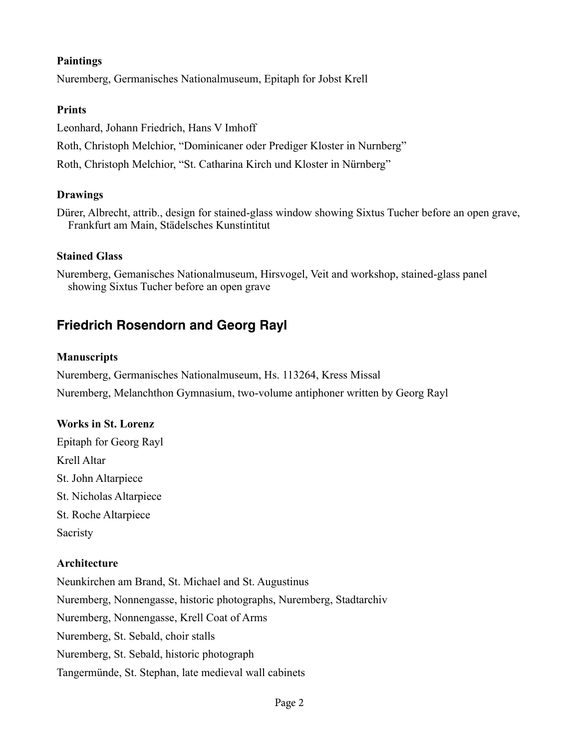**Paintings**

Nuremberg, Germanisches Nationalmuseum, Epitaph for Jobst Krell

**Prints**

Leonhard, Johann Friedrich, Hans V Imhoff

Roth, Christoph Melchior, “Dominicaner oder Prediger Kloster in Nurnberg”

Roth, Christoph Melchior, “St. Catharina Kirch und Kloster in Nürnberg”

**Drawings**

Dürer, Albrecht, attrib., design for stained-glass window showing Sixtus Tucher before an open grave, Frankfurt am Main, Städelsches Kunstintitut

**Stained Glass**

Nuremberg, Gemanisches Nationalmuseum, Hirsvogel, Veit and workshop, stained-glass panel showing Sixtus Tucher before an open grave

## Friedrich Rosendorn and Georg Rayl

**Manuscripts**

Nuremberg, Germanisches Nationalmuseum, Hs. 113264, Kress Missal

Nuremberg, Melanchthon Gymnasium, two-volume antiphoner written by Georg Rayl

**Works in St. Lorenz**

Epitaph for Georg Rayl

Krell Altar

St. John Altarpiece

St. Nicholas Altarpiece

St. Roche Altarpiece

Sacristy

**Architecture**

Neunkirchen am Brand, St. Michael and St. Augustinus

Nuremberg, Nonnengasse, historic photographs, Nuremberg, Stadtarchiv

Nuremberg, Nonnengasse, Krell Coat of Arms

Nuremberg, St. Sebald, choir stalls

Nuremberg, St. Sebald, historic photograph

Tangermünde, St. Stephan, late medieval wall cabinets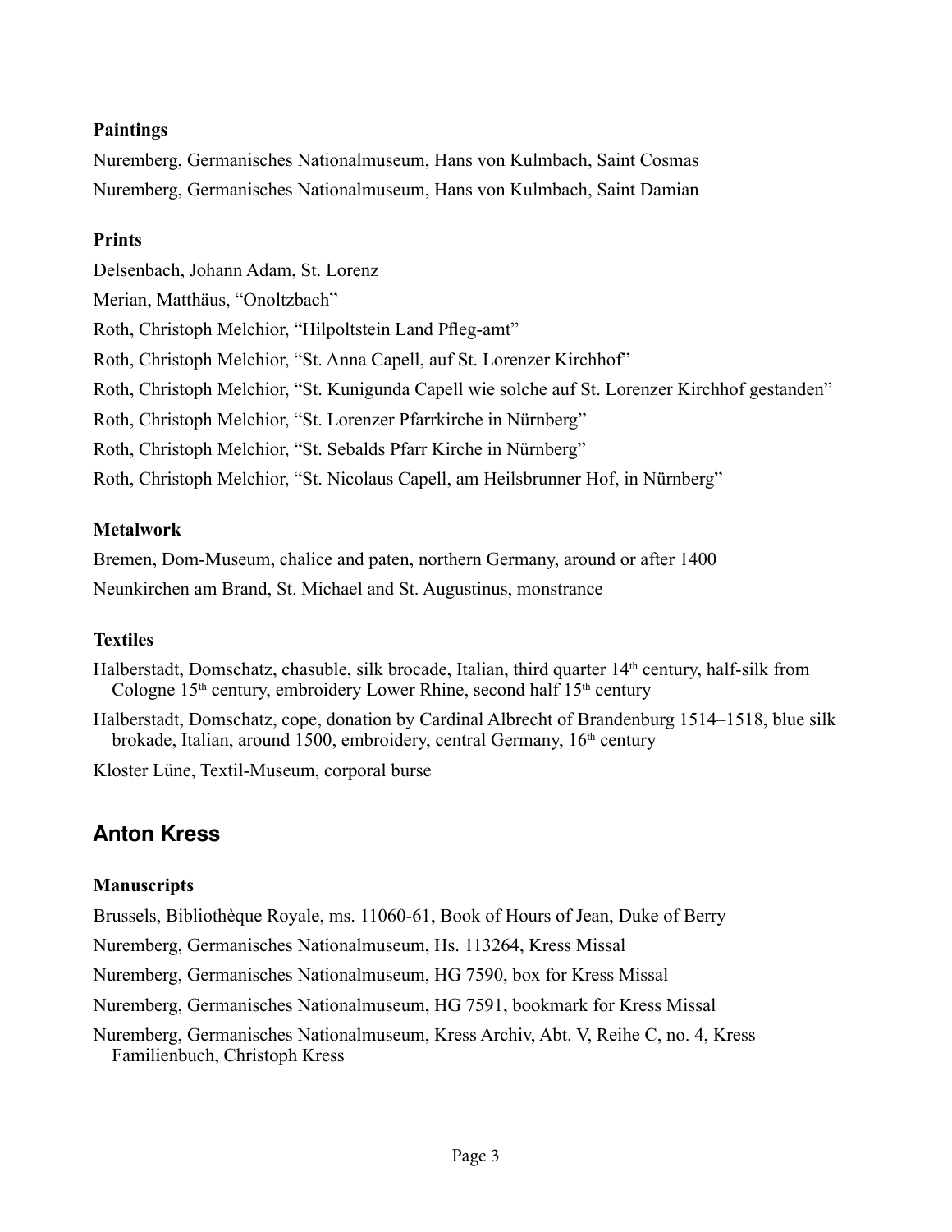### Paintings

Nuremberg, Germanisches Nationalmuseum, Hans von Kulmbach, Saint Cosmas

Nuremberg, Germanisches Nationalmuseum, Hans von Kulmbach, Saint Damian

### Prints

Delsenbach, Johann Adam, St. Lorenz

Merian, Matthäus, "Onoltzbach"

Roth, Christoph Melchior, "Hilpoltstein Land Pfleg-amt"

Roth, Christoph Melchior, "St. Anna Capell, auf St. Lorenzer Kirchhof"

Roth, Christoph Melchior, "St. Kunigunda Capell wie solche auf St. Lorenzer Kirchhof gestanden"

Roth, Christoph Melchior, "St. Lorenzer Pfarrkirche in Nürnberg"

Roth, Christoph Melchior, "St. Sebalds Pfarr Kirche in Nürnberg"

Roth, Christoph Melchior, "St. Nicolaus Capell, am Heilsbrunner Hof, in Nürnberg"

### Metalwork

Bremen, Dom-Museum, chalice and paten, northern Germany, around or after 1400

Neunkirchen am Brand, St. Michael and St. Augustinus, monstrance

### Textiles

Halberstadt, Domschatz, chasuble, silk brocade, Italian, third quarter 14th century, half-silk from Cologne 15th century, embroidery Lower Rhine, second half 15th century

Halberstadt, Domschatz, cope, donation by Cardinal Albrecht of Brandenburg 1514–1518, blue silk brokade, Italian, around 1500, embroidery, central Germany, 16th century

Kloster Lüne, Textil-Museum, corporal burse

## Anton Kress

### Manuscripts

Brussels, Bibliothèque Royale, ms. 11060-61, Book of Hours of Jean, Duke of Berry

Nuremberg, Germanisches Nationalmuseum, Hs. 113264, Kress Missal

Nuremberg, Germanisches Nationalmuseum, HG 7590, box for Kress Missal

Nuremberg, Germanisches Nationalmuseum, HG 7591, bookmark for Kress Missal

Nuremberg, Germanisches Nationalmuseum, Kress Archiv, Abt. V, Reihe C, no. 4, Kress Familienbuch, Christoph Kress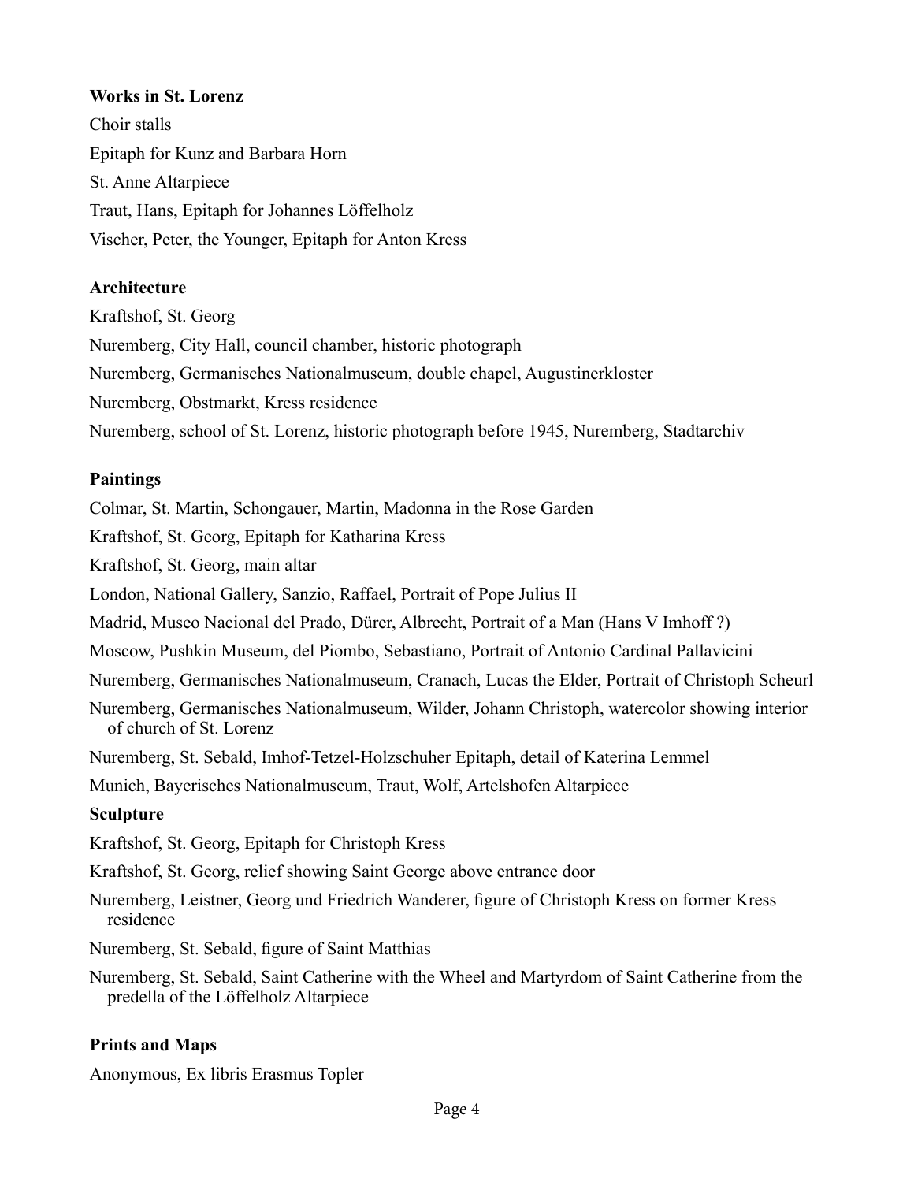**Works in St. Lorenz**

Choir stalls

Epitaph for Kunz and Barbara Horn

St. Anne Altarpiece

Traut, Hans, Epitaph for Johannes Löffelholz

Vischer, Peter, the Younger, Epitaph for Anton Kress

**Architecture**

Kraftshof, St. Georg

Nuremberg, City Hall, council chamber, historic photograph

Nuremberg, Germanisches Nationalmuseum, double chapel, Augustinerkloster

Nuremberg, Obstmarkt, Kress residence

Nuremberg, school of St. Lorenz, historic photograph before 1945, Nuremberg, Stadtarchiv

**Paintings**

Colmar, St. Martin, Schongauer, Martin, Madonna in the Rose Garden

Kraftshof, St. Georg, Epitaph for Katharina Kress

Kraftshof, St. Georg, main altar

London, National Gallery, Sanzio, Raffael, Portrait of Pope Julius II

Madrid, Museo Nacional del Prado, Dürer, Albrecht, Portrait of a Man (Hans V Imhoff ?)

Moscow, Pushkin Museum, del Piombo, Sebastiano, Portrait of Antonio Cardinal Pallavicini

Nuremberg, Germanisches Nationalmuseum, Cranach, Lucas the Elder, Portrait of Christoph Scheurl

Nuremberg, Germanisches Nationalmuseum, Wilder, Johann Christoph, watercolor showing interior of church of St. Lorenz

Nuremberg, St. Sebald, Imhof-Tetzel-Holzschuher Epitaph, detail of Katerina Lemmel

Munich, Bayerisches Nationalmuseum, Traut, Wolf, Artelshofen Altarpiece

**Sculpture**

Kraftshof, St. Georg, Epitaph for Christoph Kress

Kraftshof, St. Georg, relief showing Saint George above entrance door

Nuremberg, Leistner, Georg und Friedrich Wanderer, figure of Christoph Kress on former Kress residence

Nuremberg, St. Sebald, figure of Saint Matthias

Nuremberg, St. Sebald, Saint Catherine with the Wheel and Martyrdom of Saint Catherine from the predella of the Löffelholz Altarpiece

**Prints and Maps**

Anonymous, Ex libris Erasmus Topler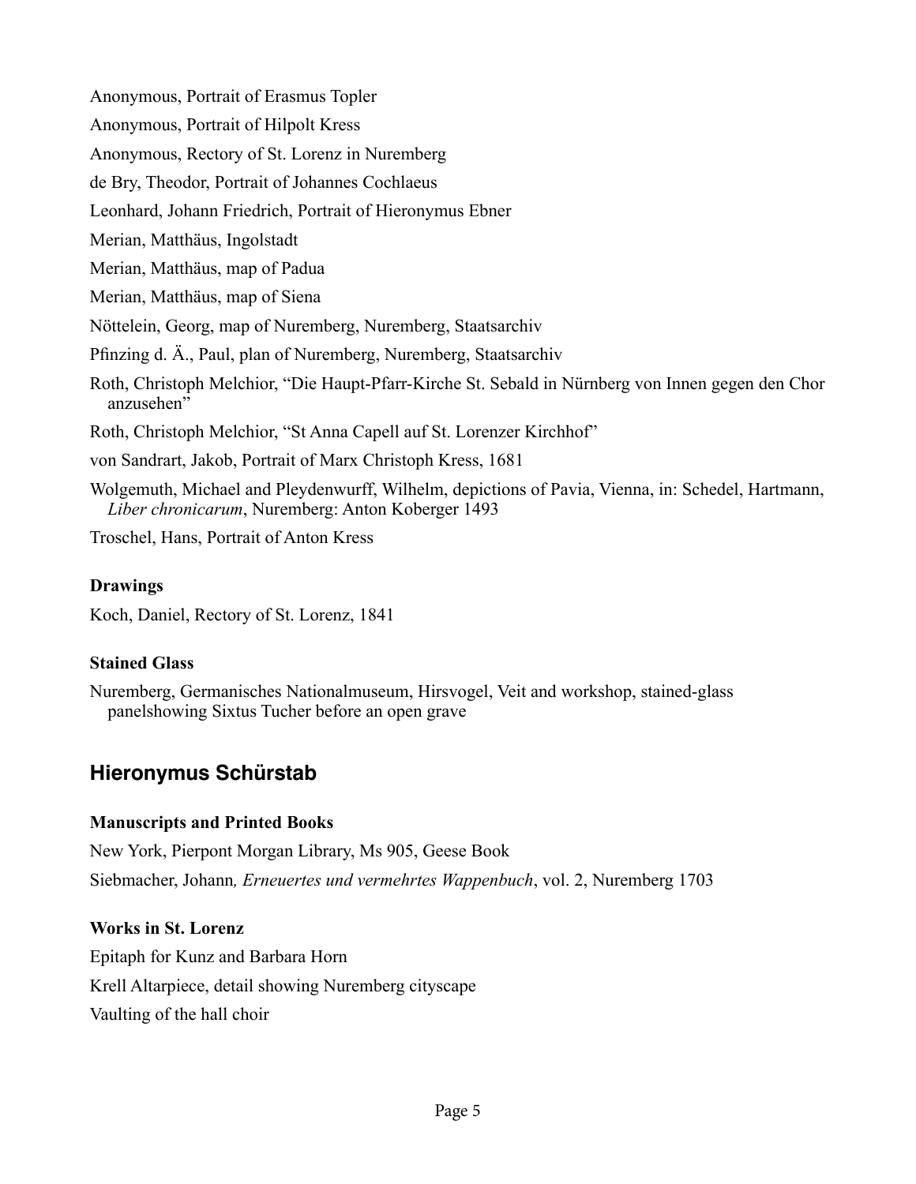Anonymous, Portrait of Erasmus Topler

Anonymous, Portrait of Hilpolt Kress

Anonymous, Rectory of St. Lorenz in Nuremberg

de Bry, Theodor, Portrait of Johannes Cochlaeus

Leonhard, Johann Friedrich, Portrait of Hieronymus Ebner

Merian, Matthäus, Ingolstadt

Merian, Matthäus, map of Padua

Merian, Matthäus, map of Siena

Nöttelein, Georg, map of Nuremberg, Nuremberg, Staatsarchiv

Pfinzing d. Ä., Paul, plan of Nuremberg, Nuremberg, Staatsarchiv

Roth, Christoph Melchior, "Die Haupt-Pfarr-Kirche St. Sebald in Nürnberg von Innen gegen den Chor anzusehen"

Roth, Christoph Melchior, "St Anna Capell auf St. Lorenzer Kirchhof"

von Sandrart, Jakob, Portrait of Marx Christoph Kress, 1681

Wolgemuth, Michael and Pleydenwurff, Wilhelm, depictions of Pavia, Vienna, in: Schedel, Hartmann, *Liber chronicarum*, Nuremberg: Anton Koberger 1493

Troschel, Hans, Portrait of Anton Kress

**Drawings**

Koch, Daniel, Rectory of St. Lorenz, 1841

**Stained Glass**

Nuremberg, Germanisches Nationalmuseum, Hirsvogel, Veit and workshop, stained-glass panelshowing Sixtus Tucher before an open grave

## Hieronymus Schürstab

**Manuscripts and Printed Books**

New York, Pierpont Morgan Library, Ms 905, Geese Book

Siebmacher, Johann*, Erneuertes und vermehrtes Wappenbuch*, vol. 2, Nuremberg 1703

**Works in St. Lorenz**

Epitaph for Kunz and Barbara Horn

Krell Altarpiece, detail showing Nuremberg cityscape

Vaulting of the hall choir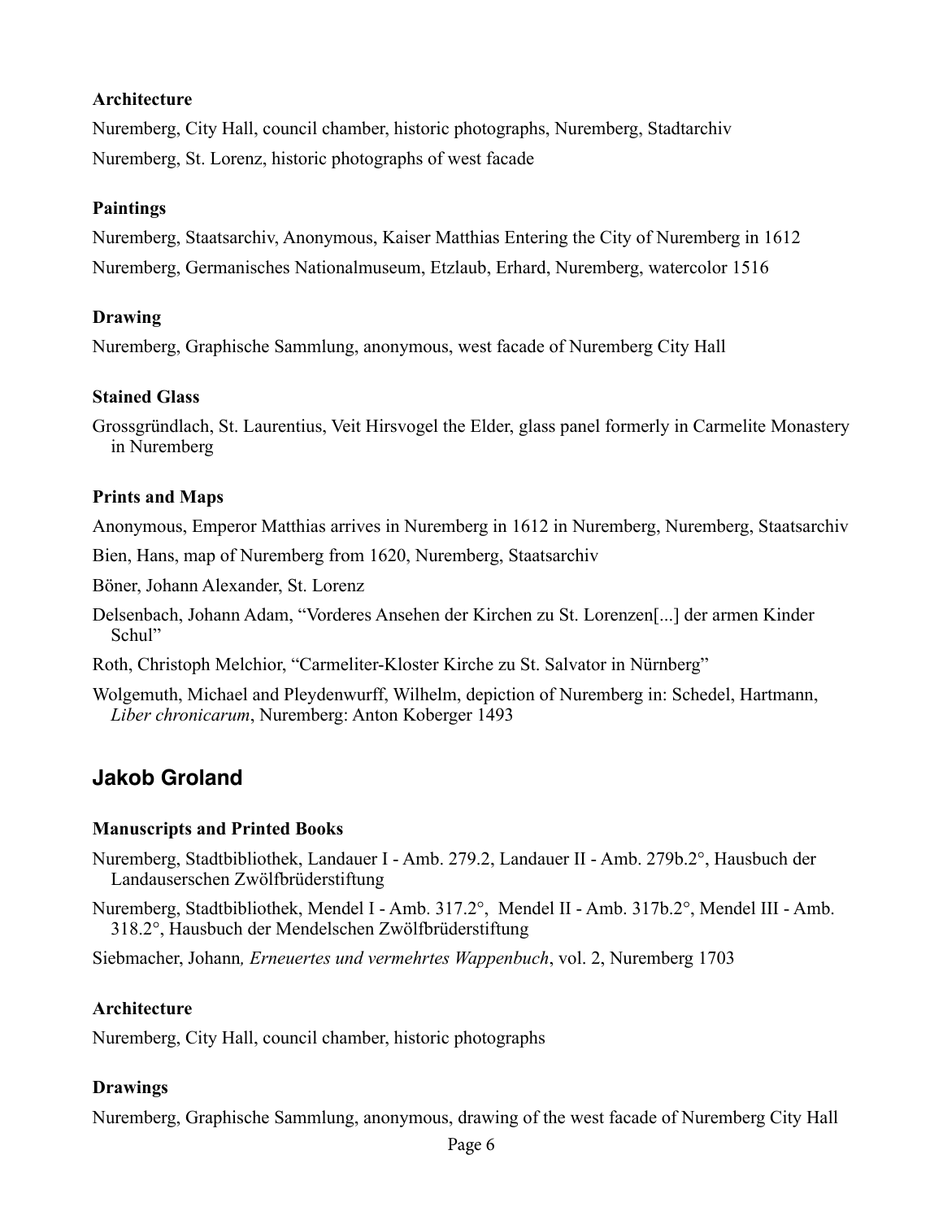### Architecture

Nuremberg, City Hall, council chamber, historic photographs, Nuremberg, Stadtarchiv

Nuremberg, St. Lorenz, historic photographs of west facade

### Paintings

Nuremberg, Staatsarchiv, Anonymous, Kaiser Matthias Entering the City of Nuremberg in 1612

Nuremberg, Germanisches Nationalmuseum, Etzlaub, Erhard, Nuremberg, watercolor 1516

### Drawing

Nuremberg, Graphische Sammlung, anonymous, west facade of Nuremberg City Hall

### Stained Glass

Grossgründlach, St. Laurentius, Veit Hirsvogel the Elder, glass panel formerly in Carmelite Monastery in Nuremberg

### Prints and Maps

Anonymous, Emperor Matthias arrives in Nuremberg in 1612 in Nuremberg, Nuremberg, Staatsarchiv

Bien, Hans, map of Nuremberg from 1620, Nuremberg, Staatsarchiv

Böner, Johann Alexander, St. Lorenz

Delsenbach, Johann Adam, "Vorderes Ansehen der Kirchen zu St. Lorenzen[...] der armen Kinder Schul"

Roth, Christoph Melchior, "Carmeliter-Kloster Kirche zu St. Salvator in Nürnberg"

Wolgemuth, Michael and Pleydenwurff, Wilhelm, depiction of Nuremberg in: Schedel, Hartmann, *Liber chronicarum*, Nuremberg: Anton Koberger 1493

## Jakob Groland

### Manuscripts and Printed Books

Nuremberg, Stadtbibliothek, Landauer I - Amb. 279.2, Landauer II - Amb. 279b.2°, Hausbuch der Landauserschen Zwölfbrüderstiftung

Nuremberg, Stadtbibliothek, Mendel I - Amb. 317.2°, Mendel II - Amb. 317b.2°, Mendel III - Amb. 318.2°, Hausbuch der Mendelschen Zwölfbrüderstiftung

Siebmacher, Johann*, Erneuertes und vermehrtes Wappenbuch*, vol. 2, Nuremberg 1703

### Architecture

Nuremberg, City Hall, council chamber, historic photographs

### Drawings

Nuremberg, Graphische Sammlung, anonymous, drawing of the west facade of Nuremberg City Hall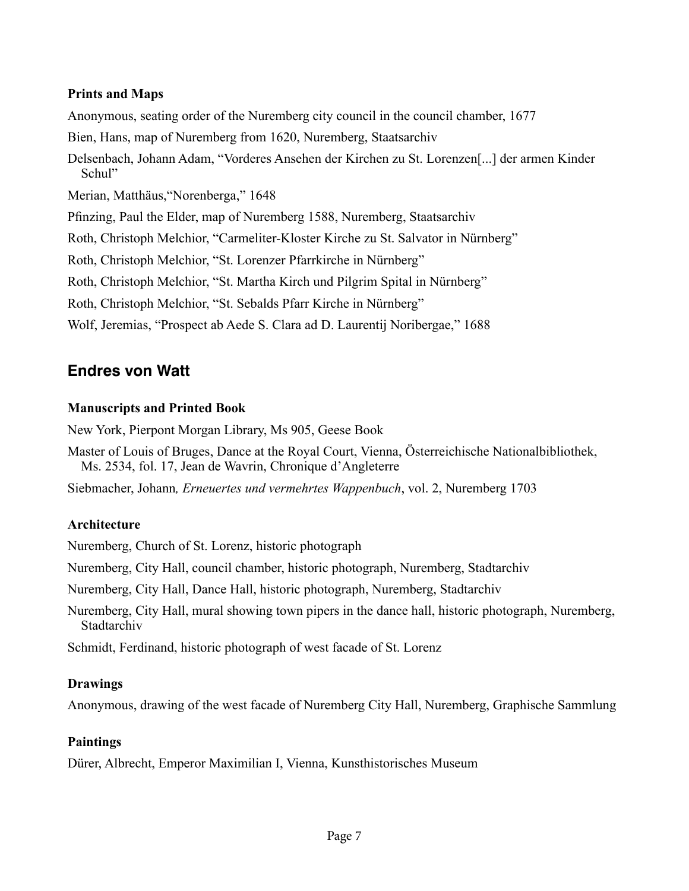**Prints and Maps**

Anonymous, seating order of the Nuremberg city council in the council chamber, 1677

Bien, Hans, map of Nuremberg from 1620, Nuremberg, Staatsarchiv

Delsenbach, Johann Adam, "Vorderes Ansehen der Kirchen zu St. Lorenzen[...] der armen Kinder Schul"

Merian, Matthäus,"Norenberga," 1648

Pfinzing, Paul the Elder, map of Nuremberg 1588, Nuremberg, Staatsarchiv

Roth, Christoph Melchior, "Carmeliter-Kloster Kirche zu St. Salvator in Nürnberg"

Roth, Christoph Melchior, "St. Lorenzer Pfarrkirche in Nürnberg"

Roth, Christoph Melchior, "St. Martha Kirch und Pilgrim Spital in Nürnberg"

Roth, Christoph Melchior, "St. Sebalds Pfarr Kirche in Nürnberg"

Wolf, Jeremias, "Prospect ab Aede S. Clara ad D. Laurentij Noribergae," 1688

## Endres von Watt

**Manuscripts and Printed Book**

New York, Pierpont Morgan Library, Ms 905, Geese Book

Master of Louis of Bruges, Dance at the Royal Court, Vienna, Österreichische Nationalbibliothek, Ms. 2534, fol. 17, Jean de Wavrin, Chronique d'Angleterre

Siebmacher, Johann*, Erneuertes und vermehrtes Wappenbuch*, vol. 2, Nuremberg 1703

**Architecture**

Nuremberg, Church of St. Lorenz, historic photograph

Nuremberg, City Hall, council chamber, historic photograph, Nuremberg, Stadtarchiv

Nuremberg, City Hall, Dance Hall, historic photograph, Nuremberg, Stadtarchiv

Nuremberg, City Hall, mural showing town pipers in the dance hall, historic photograph, Nuremberg, Stadtarchiv

Schmidt, Ferdinand, historic photograph of west facade of St. Lorenz

**Drawings**

Anonymous, drawing of the west facade of Nuremberg City Hall, Nuremberg, Graphische Sammlung

**Paintings**

Dürer, Albrecht, Emperor Maximilian I, Vienna, Kunsthistorisches Museum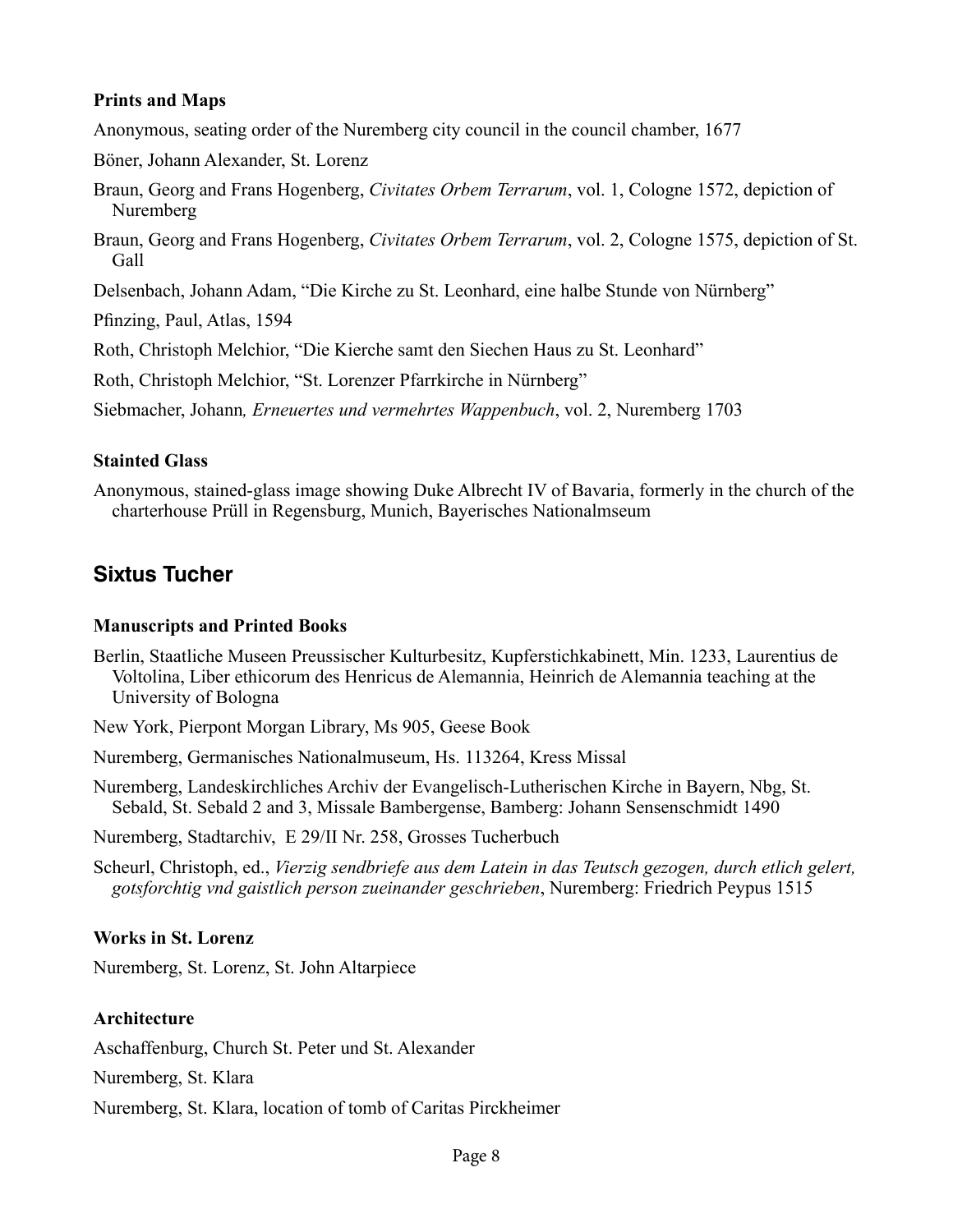**Prints and Maps**

Anonymous, seating order of the Nuremberg city council in the council chamber, 1677

Böner, Johann Alexander, St. Lorenz

Braun, Georg and Frans Hogenberg, *Civitates Orbem Terrarum*, vol. 1, Cologne 1572, depiction of Nuremberg

Braun, Georg and Frans Hogenberg, *Civitates Orbem Terrarum*, vol. 2, Cologne 1575, depiction of St. Gall

Delsenbach, Johann Adam, "Die Kirche zu St. Leonhard, eine halbe Stunde von Nürnberg"

Pfinzing, Paul, Atlas, 1594

Roth, Christoph Melchior, "Die Kierche samt den Siechen Haus zu St. Leonhard"

Roth, Christoph Melchior, "St. Lorenzer Pfarrkirche in Nürnberg"

Siebmacher, Johann*, Erneuertes und vermehrtes Wappenbuch*, vol. 2, Nuremberg 1703

**Stainted Glass**

Anonymous, stained-glass image showing Duke Albrecht IV of Bavaria, formerly in the church of the charterhouse Prüll in Regensburg, Munich, Bayerisches Nationalmseum

## Sixtus Tucher

**Manuscripts and Printed Books**

Berlin, Staatliche Museen Preussischer Kulturbesitz, Kupferstichkabinett, Min. 1233, Laurentius de Voltolina, Liber ethicorum des Henricus de Alemannia, Heinrich de Alemannia teaching at the University of Bologna

New York, Pierpont Morgan Library, Ms 905, Geese Book

Nuremberg, Germanisches Nationalmuseum, Hs. 113264, Kress Missal

Nuremberg, Landeskirchliches Archiv der Evangelisch-Lutherischen Kirche in Bayern, Nbg, St. Sebald, St. Sebald 2 and 3, Missale Bambergense, Bamberg: Johann Sensenschmidt 1490

Nuremberg, Stadtarchiv, E 29/II Nr. 258, Grosses Tucherbuch

Scheurl, Christoph, ed., *Vierzig sendbriefe aus dem Latein in das Teutsch gezogen, durch etlich gelert, gotsforchtig vnd gaistlich person zueinander geschrieben*, Nuremberg: Friedrich Peypus 1515

**Works in St. Lorenz**

Nuremberg, St. Lorenz, St. John Altarpiece

**Architecture**

Aschaffenburg, Church St. Peter und St. Alexander

Nuremberg, St. Klara

Nuremberg, St. Klara, location of tomb of Caritas Pirckheimer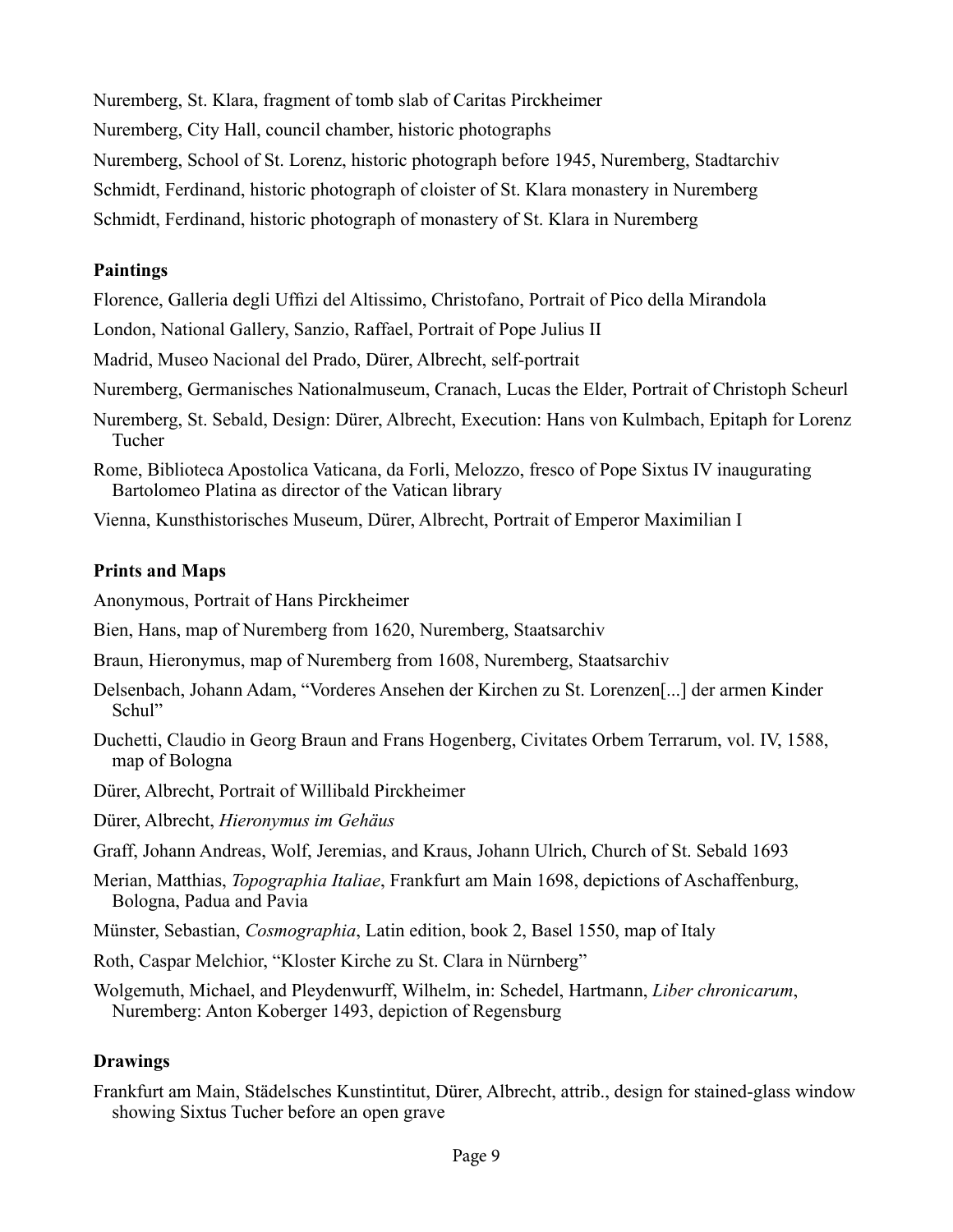Nuremberg, St. Klara, fragment of tomb slab of Caritas Pirckheimer

Nuremberg, City Hall, council chamber, historic photographs

Nuremberg, School of St. Lorenz, historic photograph before 1945, Nuremberg, Stadtarchiv

Schmidt, Ferdinand, historic photograph of cloister of St. Klara monastery in Nuremberg

Schmidt, Ferdinand, historic photograph of monastery of St. Klara in Nuremberg

**Paintings**

Florence, Galleria degli Uffizi del Altissimo, Christofano, Portrait of Pico della Mirandola

London, National Gallery, Sanzio, Raffael, Portrait of Pope Julius II

Madrid, Museo Nacional del Prado, Dürer, Albrecht, self-portrait

Nuremberg, Germanisches Nationalmuseum, Cranach, Lucas the Elder, Portrait of Christoph Scheurl

Nuremberg, St. Sebald, Design: Dürer, Albrecht, Execution: Hans von Kulmbach, Epitaph for Lorenz Tucher

Rome, Biblioteca Apostolica Vaticana, da Forli, Melozzo, fresco of Pope Sixtus IV inaugurating Bartolomeo Platina as director of the Vatican library

Vienna, Kunsthistorisches Museum, Dürer, Albrecht, Portrait of Emperor Maximilian I

**Prints and Maps**

Anonymous, Portrait of Hans Pirckheimer

Bien, Hans, map of Nuremberg from 1620, Nuremberg, Staatsarchiv

Braun, Hieronymus, map of Nuremberg from 1608, Nuremberg, Staatsarchiv

Delsenbach, Johann Adam, "Vorderes Ansehen der Kirchen zu St. Lorenzen[...] der armen Kinder Schul"

Duchetti, Claudio in Georg Braun and Frans Hogenberg, Civitates Orbem Terrarum, vol. IV, 1588, map of Bologna

Dürer, Albrecht, Portrait of Willibald Pirckheimer

Dürer, Albrecht, *Hieronymus im Gehäus*

Graff, Johann Andreas, Wolf, Jeremias, and Kraus, Johann Ulrich, Church of St. Sebald 1693

Merian, Matthias, *Topographia Italiae*, Frankfurt am Main 1698, depictions of Aschaffenburg, Bologna, Padua and Pavia

Münster, Sebastian, *Cosmographia*, Latin edition, book 2, Basel 1550, map of Italy

Roth, Caspar Melchior, "Kloster Kirche zu St. Clara in Nürnberg"

Wolgemuth, Michael, and Pleydenwurff, Wilhelm, in: Schedel, Hartmann, *Liber chronicarum*, Nuremberg: Anton Koberger 1493, depiction of Regensburg

**Drawings**

Frankfurt am Main, Städelsches Kunstintitut, Dürer, Albrecht, attrib., design for stained-glass window showing Sixtus Tucher before an open grave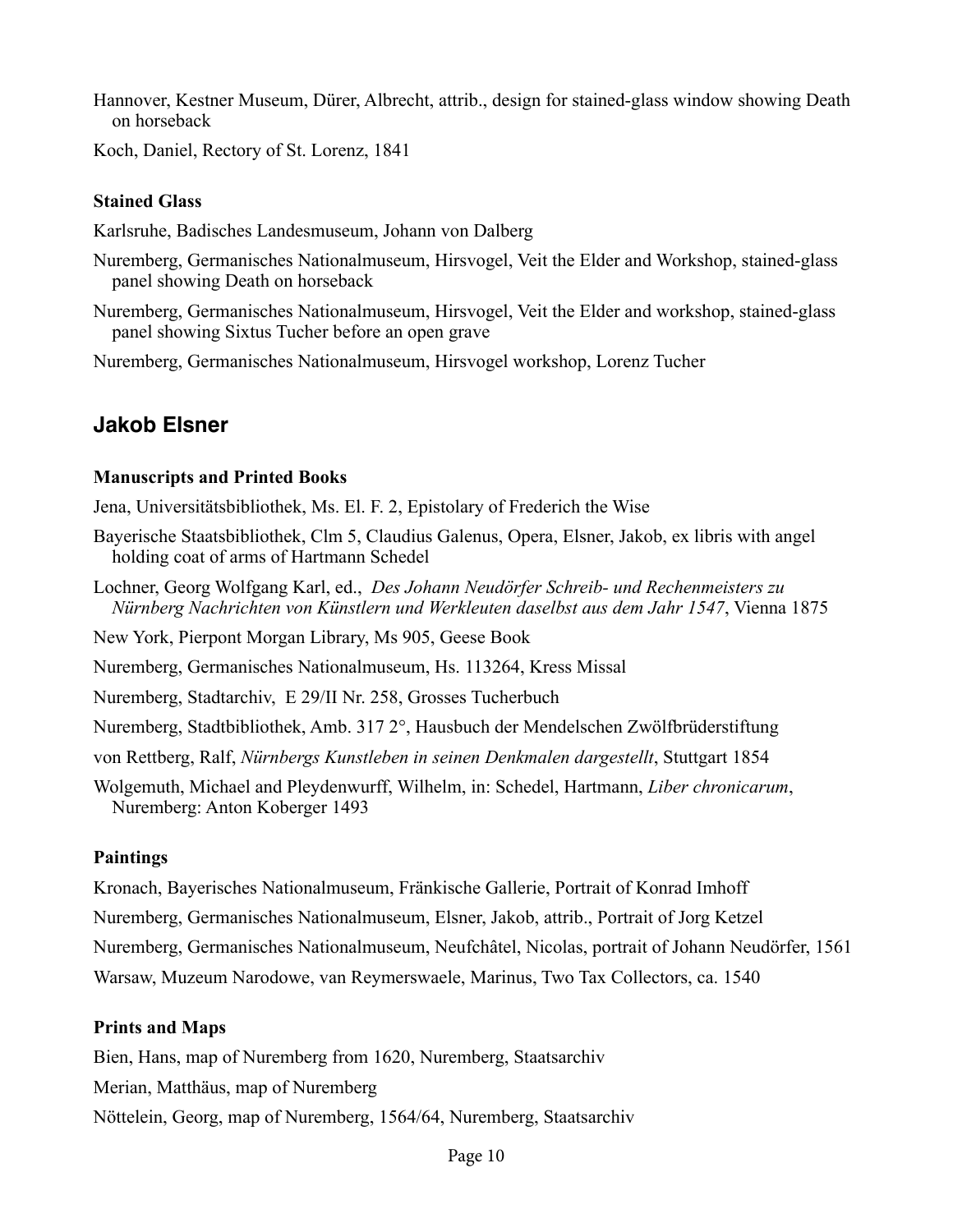Hannover, Kestner Museum, Dürer, Albrecht, attrib., design for stained-glass window showing Death on horseback

Koch, Daniel, Rectory of St. Lorenz, 1841

### Stained Glass

Karlsruhe, Badisches Landesmuseum, Johann von Dalberg

Nuremberg, Germanisches Nationalmuseum, Hirsvogel, Veit the Elder and Workshop, stained-glass panel showing Death on horseback

Nuremberg, Germanisches Nationalmuseum, Hirsvogel, Veit the Elder and workshop, stained-glass panel showing Sixtus Tucher before an open grave

Nuremberg, Germanisches Nationalmuseum, Hirsvogel workshop, Lorenz Tucher

## Jakob Elsner

### Manuscripts and Printed Books

Jena, Universitätsbibliothek, Ms. El. F. 2, Epistolary of Frederich the Wise

Bayerische Staatsbibliothek, Clm 5, Claudius Galenus, Opera, Elsner, Jakob, ex libris with angel holding coat of arms of Hartmann Schedel

Lochner, Georg Wolfgang Karl, ed., *Des Johann Neudörfer Schreib- und Rechenmeisters zu Nürnberg Nachrichten von Künstlern und Werkleuten daselbst aus dem Jahr 1547*, Vienna 1875

New York, Pierpont Morgan Library, Ms 905, Geese Book

Nuremberg, Germanisches Nationalmuseum, Hs. 113264, Kress Missal

Nuremberg, Stadtarchiv, E 29/II Nr. 258, Grosses Tucherbuch

Nuremberg, Stadtbibliothek, Amb. 317 2°, Hausbuch der Mendelschen Zwölfbrüderstiftung

von Rettberg, Ralf, *Nürnbergs Kunstleben in seinen Denkmalen dargestellt*, Stuttgart 1854

Wolgemuth, Michael and Pleydenwurff, Wilhelm, in: Schedel, Hartmann, *Liber chronicarum*, Nuremberg: Anton Koberger 1493

### Paintings

Kronach, Bayerisches Nationalmuseum, Fränkische Gallerie, Portrait of Konrad Imhoff

Nuremberg, Germanisches Nationalmuseum, Elsner, Jakob, attrib., Portrait of Jorg Ketzel

Nuremberg, Germanisches Nationalmuseum, Neufchâtel, Nicolas, portrait of Johann Neudörfer, 1561

Warsaw, Muzeum Narodowe, van Reymerswaele, Marinus, Two Tax Collectors, ca. 1540

### Prints and Maps

Bien, Hans, map of Nuremberg from 1620, Nuremberg, Staatsarchiv

Merian, Matthäus, map of Nuremberg

Nöttelein, Georg, map of Nuremberg, 1564/64, Nuremberg, Staatsarchiv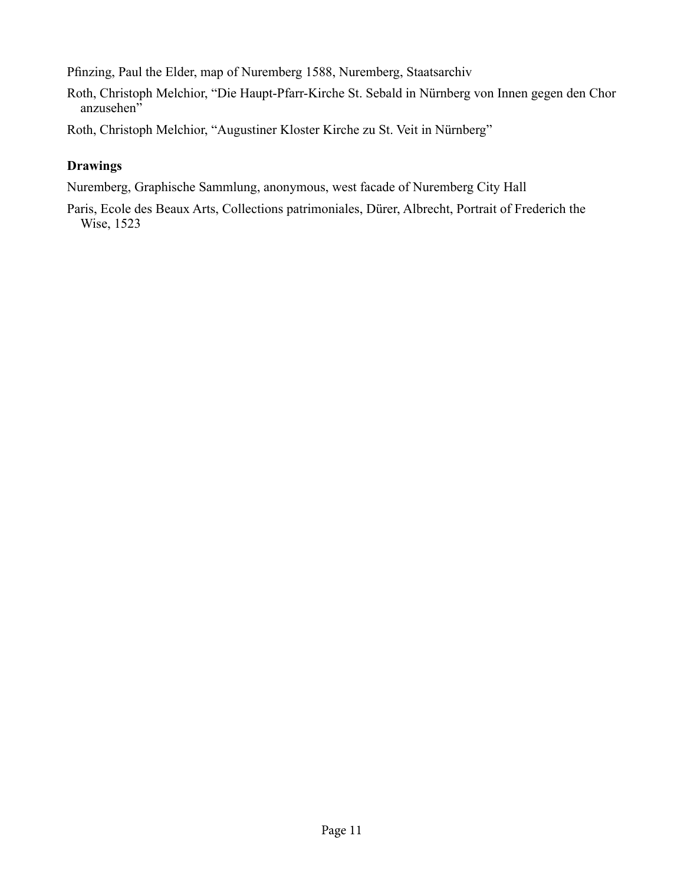Pfinzing, Paul the Elder, map of Nuremberg 1588, Nuremberg, Staatsarchiv

Roth, Christoph Melchior, "Die Haupt-Pfarr-Kirche St. Sebald in Nürnberg von Innen gegen den Chor anzusehen"

Roth, Christoph Melchior, "Augustiner Kloster Kirche zu St. Veit in Nürnberg"

**Drawings**

Nuremberg, Graphische Sammlung, anonymous, west facade of Nuremberg City Hall

Paris, Ecole des Beaux Arts, Collections patrimoniales, Dürer, Albrecht, Portrait of Frederich the Wise, 1523